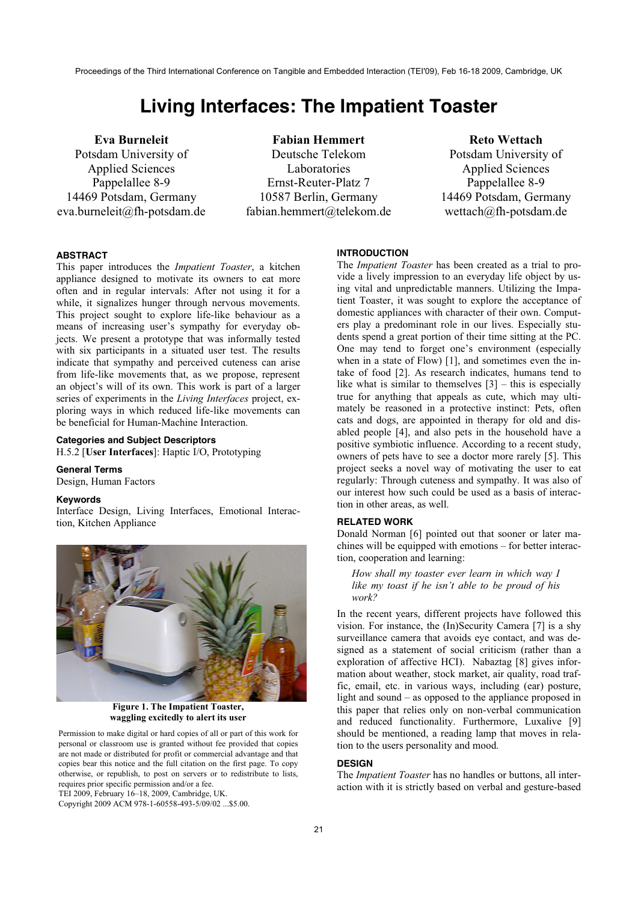# Living Interfaces: The Impatient Toaster

**Eva Burneleit**
Potsdam University of Applied Sciences
Pappelallee 8-9
14469 Potsdam, Germany
eva.burneleit@fh-potsdam.de

**Fabian Hemmert**
Deutsche Telekom Laboratories
Ernst-Reuter-Platz 7
10587 Berlin, Germany
fabian.hemmert@telekom.de

**Reto Wettach**
Potsdam University of Applied Sciences
Pappelallee 8-9
14469 Potsdam, Germany
wettach@fh-potsdam.de

## ABSTRACT

This paper introduces the *Impatient Toaster*, a kitchen appliance designed to motivate its owners to eat more often and in regular intervals: After not using it for a while, it signalizes hunger through nervous movements. This project sought to explore life-like behaviour as a means of increasing user's sympathy for everyday objects. We present a prototype that was informally tested with six participants in a situated user test. The results indicate that sympathy and perceived cuteness can arise from life-like movements that, as we propose, represent an object's will of its own. This work is part of a larger series of experiments in the *Living Interfaces* project, exploring ways in which reduced life-like movements can be beneficial for Human-Machine Interaction.

### Categories and Subject Descriptors

H.5.2 [**User Interfaces**]: Haptic I/O, Prototyping

### General Terms

Design, Human Factors

### Keywords

Interface Design, Living Interfaces, Emotional Interaction, Kitchen Appliance

**Figure 1. The Impatient Toaster, waggling excitedly to alert its user**

Permission to make digital or hard copies of all or part of this work for personal or classroom use is granted without fee provided that copies are not made or distributed for profit or commercial advantage and that copies bear this notice and the full citation on the first page. To copy otherwise, or republish, to post on servers or to redistribute to lists, requires prior specific permission and/or a fee.
TEI 2009, February 16–18, 2009, Cambridge, UK.
Copyright 2009 ACM 978-1-60558-493-5/09/02 ...$5.00.

## INTRODUCTION

The *Impatient Toaster* has been created as a trial to provide a lively impression to an everyday life object by using vital and unpredictable manners. Utilizing the Impatient Toaster, it was sought to explore the acceptance of domestic appliances with character of their own. Computers play a predominant role in our lives. Especially students spend a great portion of their time sitting at the PC. One may tend to forget one's environment (especially when in a state of Flow) [1], and sometimes even the intake of food [2]. As research indicates, humans tend to like what is similar to themselves [3] – this is especially true for anything that appeals as cute, which may ultimately be reasoned in a protective instinct: Pets, often cats and dogs, are appointed in therapy for old and disabled people [4], and also pets in the household have a positive symbiotic influence. According to a recent study, owners of pets have to see a doctor more rarely [5]. This project seeks a novel way of motivating the user to eat regularly: Through cuteness and sympathy. It was also of our interest how such could be used as a basis of interaction in other areas, as well.

## RELATED WORK

Donald Norman [6] pointed out that sooner or later machines will be equipped with emotions – for better interaction, cooperation and learning:

> *How shall my toaster ever learn in which way I like my toast if he isn't able to be proud of his work?*

In the recent years, different projects have followed this vision. For instance, the (In)Security Camera [7] is a shy surveillance camera that avoids eye contact, and was designed as a statement of social criticism (rather than a exploration of affective HCI). Nabaztag [8] gives information about weather, stock market, air quality, road traffic, email, etc. in various ways, including (ear) posture, light and sound – as opposed to the appliance proposed in this paper that relies only on non-verbal communication and reduced functionality. Furthermore, Luxalive [9] should be mentioned, a reading lamp that moves in relation to the users personality and mood.

## DESIGN

The *Impatient Toaster* has no handles or buttons, all interaction with it is strictly based on verbal and gesture-based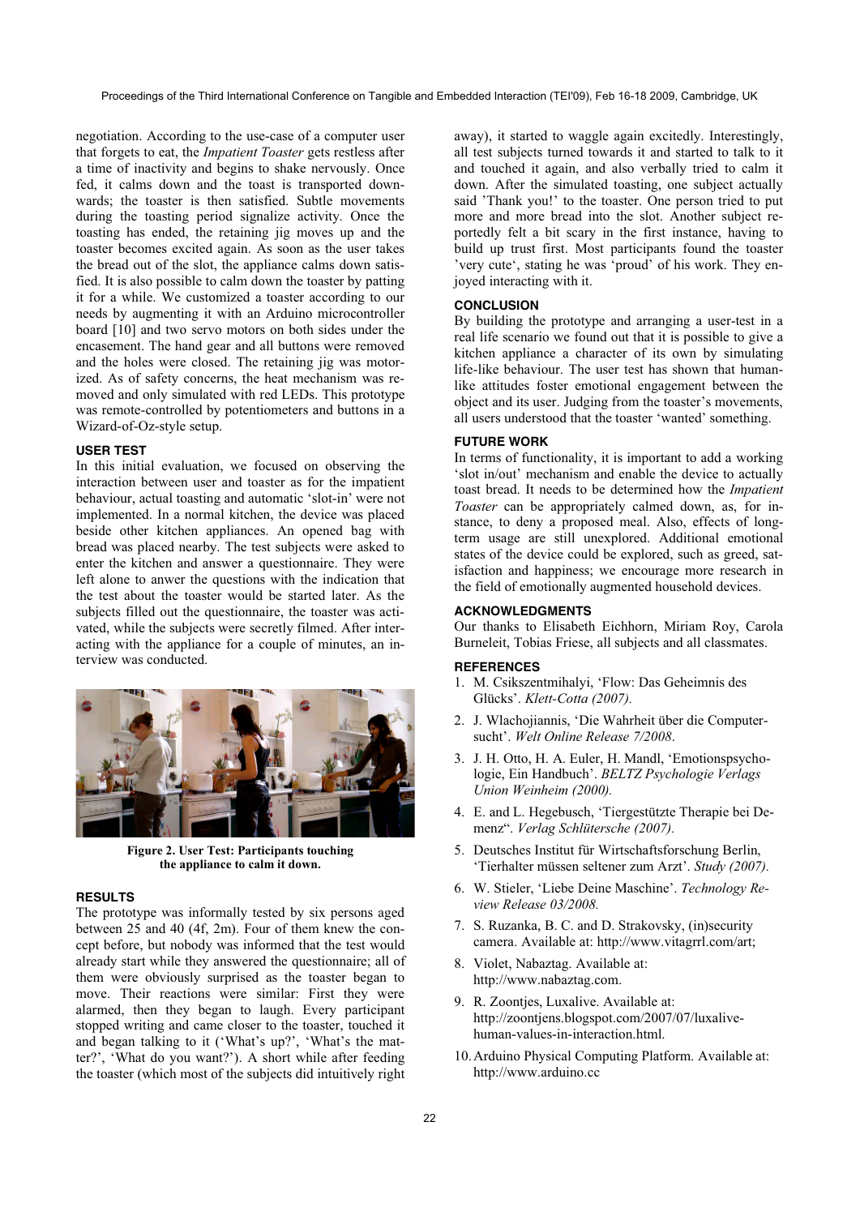negotiation. According to the use-case of a computer user that forgets to eat, the *Impatient Toaster* gets restless after a time of inactivity and begins to shake nervously. Once fed, it calms down and the toast is transported downwards; the toaster is then satisfied. Subtle movements during the toasting period signalize activity. Once the toasting has ended, the retaining jig moves up and the toaster becomes excited again. As soon as the user takes the bread out of the slot, the appliance calms down satisfied. It is also possible to calm down the toaster by patting it for a while. We customized a toaster according to our needs by augmenting it with an Arduino microcontroller board [10] and two servo motors on both sides under the encasement. The hand gear and all buttons were removed and the holes were closed. The retaining jig was motorized. As of safety concerns, the heat mechanism was removed and only simulated with red LEDs. This prototype was remote-controlled by potentiometers and buttons in a Wizard-of-Oz-style setup.

## USER TEST

In this initial evaluation, we focused on observing the interaction between user and toaster as for the impatient behaviour, actual toasting and automatic 'slot-in' were not implemented. In a normal kitchen, the device was placed beside other kitchen appliances. An opened bag with bread was placed nearby. The test subjects were asked to enter the kitchen and answer a questionnaire. They were left alone to anwer the questions with the indication that the test about the toaster would be started later. As the subjects filled out the questionnaire, the toaster was activated, while the subjects were secretly filmed. After interacting with the appliance for a couple of minutes, an interview was conducted.

**Figure 2. User Test: Participants touching the appliance to calm it down.**

## RESULTS

The prototype was informally tested by six persons aged between 25 and 40 (4f, 2m). Four of them knew the concept before, but nobody was informed that the test would already start while they answered the questionnaire; all of them were obviously surprised as the toaster began to move. Their reactions were similar: First they were alarmed, then they began to laugh. Every participant stopped writing and came closer to the toaster, touched it and began talking to it ('What's up?', 'What's the matter?', 'What do you want?'). A short while after feeding the toaster (which most of the subjects did intuitively right away), it started to waggle again excitedly. Interestingly, all test subjects turned towards it and started to talk to it and touched it again, and also verbally tried to calm it down. After the simulated toasting, one subject actually said 'Thank you!' to the toaster. One person tried to put more and more bread into the slot. Another subject reportedly felt a bit scary in the first instance, having to build up trust first. Most participants found the toaster 'very cute', stating he was 'proud' of his work. They enjoyed interacting with it.

## CONCLUSION

By building the prototype and arranging a user-test in a real life scenario we found out that it is possible to give a kitchen appliance a character of its own by simulating life-like behaviour. The user test has shown that human-like attitudes foster emotional engagement between the object and its user. Judging from the toaster's movements, all users understood that the toaster 'wanted' something.

## FUTURE WORK

In terms of functionality, it is important to add a working 'slot in/out' mechanism and enable the device to actually toast bread. It needs to be determined how the *Impatient Toaster* can be appropriately calmed down, as, for instance, to deny a proposed meal. Also, effects of long-term usage are still unexplored. Additional emotional states of the device could be explored, such as greed, satisfaction and happiness; we encourage more research in the field of emotionally augmented household devices.

## ACKNOWLEDGMENTS

Our thanks to Elisabeth Eichhorn, Miriam Roy, Carola Burneleit, Tobias Friese, all subjects and all classmates.

## REFERENCES

1. M. Csikszentmihalyi, 'Flow: Das Geheimnis des Glücks'. *Klett-Cotta (2007).*
2. J. Wlachojiannis, 'Die Wahrheit über die Computersucht'. *Welt Online Release 7/2008*.
3. J. H. Otto, H. A. Euler, H. Mandl, 'Emotionspsychologie, Ein Handbuch'. *BELTZ Psychologie Verlags Union Weinheim (2000).*
4. E. and L. Hegebusch, 'Tiergestützte Therapie bei Demenz". *Verlag Schlütersche (2007).*
5. Deutsches Institut für Wirtschaftsforschung Berlin, 'Tierhalter müssen seltener zum Arzt'. *Study (2007).*
6. W. Stieler, 'Liebe Deine Maschine'. *Technology Review Release 03/2008.*
7. S. Ruzanka, B. C. and D. Strakovsky, (in)security camera. Available at: http://www.vitagrrl.com/art;
8. Violet, Nabaztag. Available at: http://www.nabaztag.com.
9. R. Zoontjes, Luxalive. Available at: http://zoontjens.blogspot.com/2007/07/luxalive-human-values-in-interaction.html.
10. Arduino Physical Computing Platform. Available at: http://www.arduino.cc